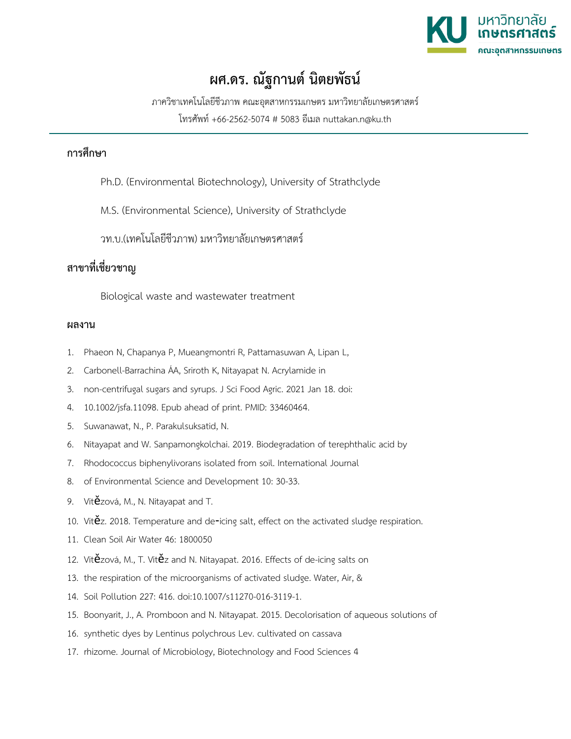# ผศ.ดร. ณัฐกานต์ นิตยพัธน์

ภาควิชาเทคโนโลยีชีวภาพ คณะอุตสาหกรรมเกษตร มหาวิทยาลัยเกษตรศาสตร์

โทรศัพท์ +66-2562-5074 # 5083 อีเมล nuttakan.n@ku.th

## การศึกษา

Ph.D. (Environmental Biotechnology), University of Strathclyde

M.S. (Environmental Science), University of Strathclyde

วท.บ.(เทคโนโลยีชีวภาพ) มหาวิทยาลัยเกษตรศาสตร์

## สาขาที่เชี่ยวชาญ

Biological waste and wastewater treatment

## ผลงาน

1. Phaeon N, Chapanya P, Mueangmontri R, Pattamasuwan A, Lipan L,
2. Carbonell-Barrachina ÁA, Sriroth K, Nitayapat N. Acrylamide in
3. non-centrifugal sugars and syrups. J Sci Food Agric. 2021 Jan 18. doi:
4. 10.1002/jsfa.11098. Epub ahead of print. PMID: 33460464.
5. Suwanawat, N., P. Parakulsuksatid, N.
6. Nitayapat and W. Sanpamongkolchai. 2019. Biodegradation of terephthalic acid by
7. Rhodococcus biphenylivorans isolated from soil. International Journal
8. of Environmental Science and Development 10: 30-33.
9. Vitězová, M., N. Nitayapat and T.
10. Vitěz. 2018. Temperature and de-icing salt, effect on the activated sludge respiration.
11. Clean Soil Air Water 46: 1800050
12. Vitězová, M., T. Vitěz and N. Nitayapat. 2016. Effects of de-icing salts on
13. the respiration of the microorganisms of activated sludge. Water, Air, &
14. Soil Pollution 227: 416. doi:10.1007/s11270-016-3119-1.
15. Boonyarit, J., A. Promboon and N. Nitayapat. 2015. Decolorisation of aqueous solutions of
16. synthetic dyes by Lentinus polychrous Lev. cultivated on cassava
17. rhizome. Journal of Microbiology, Biotechnology and Food Sciences 4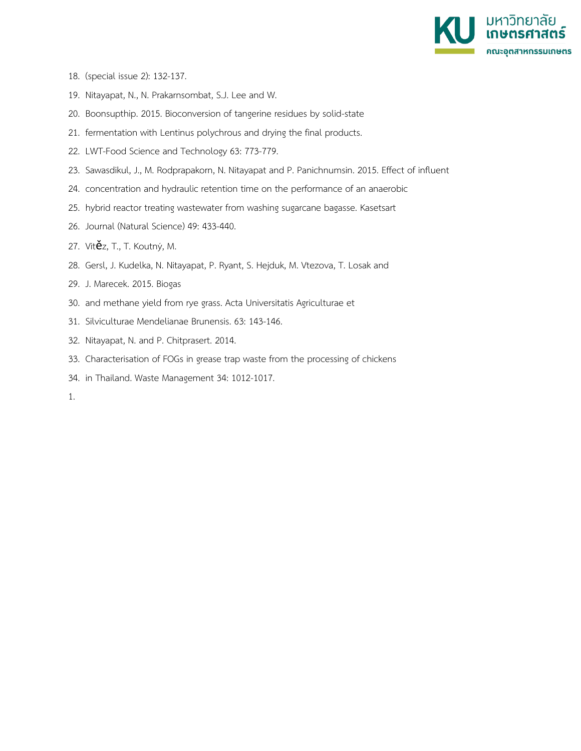18. (special issue 2): 132-137.
19. Nitayapat, N., N. Prakarnsombat, S.J. Lee and W.
20. Boonsupthip. 2015. Bioconversion of tangerine residues by solid-state
21. fermentation with Lentinus polychrous and drying the final products.
22. LWT-Food Science and Technology 63: 773-779.
23. Sawasdikul, J., M. Rodprapakorn, N. Nitayapat and P. Panichnumsin. 2015. Effect of influent
24. concentration and hydraulic retention time on the performance of an anaerobic
25. hybrid reactor treating wastewater from washing sugarcane bagasse. Kasetsart
26. Journal (Natural Science) 49: 433-440.
27. Vítěz, T., T. Koutný, M.
28. Gersl, J. Kudelka, N. Nitayapat, P. Ryant, S. Hejduk, M. Vtezova, T. Losak and
29. J. Marecek. 2015. Biogas
30. and methane yield from rye grass. Acta Universitatis Agriculturae et
31. Silviculturae Mendelianae Brunensis. 63: 143-146.
32. Nitayapat, N. and P. Chitprasert. 2014.
33. Characterisation of FOGs in grease trap waste from the processing of chickens
34. in Thailand. Waste Management 34: 1012-1017.

1.